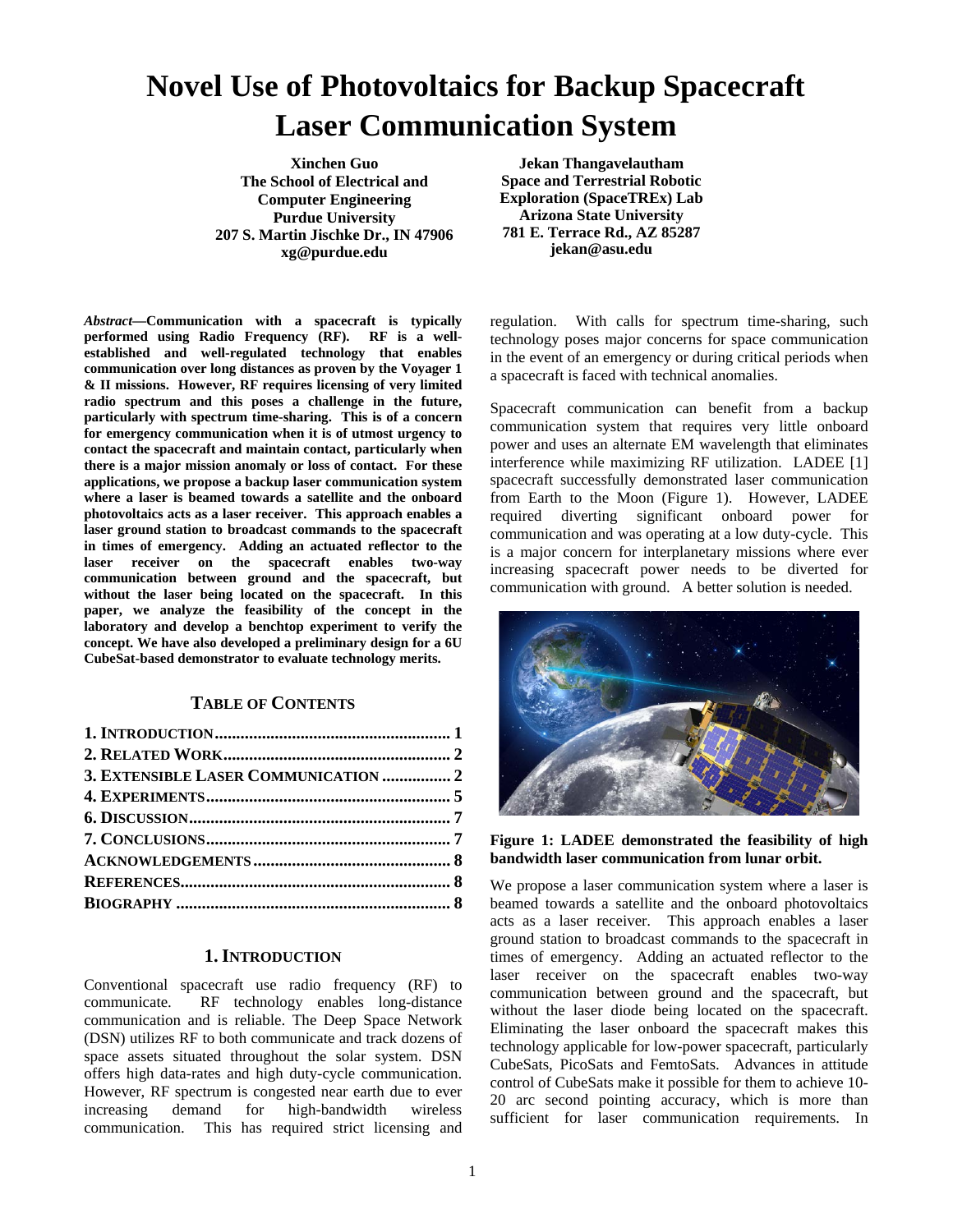# Novel Use of Photovoltaics for Backup Spacecraft Laser Communication System

**Xinchen Guo**
**The School of Electrical and Computer Engineering**
**Purdue University**
**207 S. Martin Jischke Dr., IN 47906**
**xg@purdue.edu**

**Jekan Thangavelautham**
**Space and Terrestrial Robotic Exploration (SpaceTREx) Lab**
**Arizona State University**
**781 E. Terrace Rd., AZ 85287**
**jekan@asu.edu**

***Abstract*—Communication with a spacecraft is typically performed using Radio Frequency (RF). RF is a well-established and well-regulated technology that enables communication over long distances as proven by the Voyager 1 & II missions. However, RF requires licensing of very limited radio spectrum and this poses a challenge in the future, particularly with spectrum time-sharing. This is of a concern for emergency communication when it is of utmost urgency to contact the spacecraft and maintain contact, particularly when there is a major mission anomaly or loss of contact. For these applications, we propose a backup laser communication system where a laser is beamed towards a satellite and the onboard photovoltaics acts as a laser receiver. This approach enables a laser ground station to broadcast commands to the spacecraft in times of emergency. Adding an actuated reflector to the laser receiver on the spacecraft enables two-way communication between ground and the spacecraft, but without the laser being located on the spacecraft. In this paper, we analyze the feasibility of the concept in the laboratory and develop a benchtop experiment to verify the concept. We have also developed a preliminary design for a 6U CubeSat-based demonstrator to evaluate technology merits.**

### TABLE OF CONTENTS

**1. INTRODUCTION ........ 1**
**2. RELATED WORK ........ 2**
**3. EXTENSIBLE LASER COMMUNICATION ........ 2**
**4. EXPERIMENTS ........ 5**
**6. DISCUSSION ........ 7**
**7. CONCLUSIONS ........ 7**
**ACKNOWLEDGEMENTS ........ 8**
**REFERENCES ........ 8**
**BIOGRAPHY ........ 8**

## 1. INTRODUCTION

Conventional spacecraft use radio frequency (RF) to communicate. RF technology enables long-distance communication and is reliable. The Deep Space Network (DSN) utilizes RF to both communicate and track dozens of space assets situated throughout the solar system. DSN offers high data-rates and high duty-cycle communication. However, RF spectrum is congested near earth due to ever increasing demand for high-bandwidth wireless communication. This has required strict licensing and regulation. With calls for spectrum time-sharing, such technology poses major concerns for space communication in the event of an emergency or during critical periods when a spacecraft is faced with technical anomalies.

Spacecraft communication can benefit from a backup communication system that requires very little onboard power and uses an alternate EM wavelength that eliminates interference while maximizing RF utilization. LADEE [1] spacecraft successfully demonstrated laser communication from Earth to the Moon (Figure 1). However, LADEE required diverting significant onboard power for communication and was operating at a low duty-cycle. This is a major concern for interplanetary missions where ever increasing spacecraft power needs to be diverted for communication with ground. A better solution is needed.

**Figure 1: LADEE demonstrated the feasibility of high bandwidth laser communication from lunar orbit.**

We propose a laser communication system where a laser is beamed towards a satellite and the onboard photovoltaics acts as a laser receiver. This approach enables a laser ground station to broadcast commands to the spacecraft in times of emergency. Adding an actuated reflector to the laser receiver on the spacecraft enables two-way communication between ground and the spacecraft, but without the laser diode being located on the spacecraft. Eliminating the laser onboard the spacecraft makes this technology applicable for low-power spacecraft, particularly CubeSats, PicoSats and FemtoSats. Advances in attitude control of CubeSats make it possible for them to achieve 10-20 arc second pointing accuracy, which is more than sufficient for laser communication requirements. In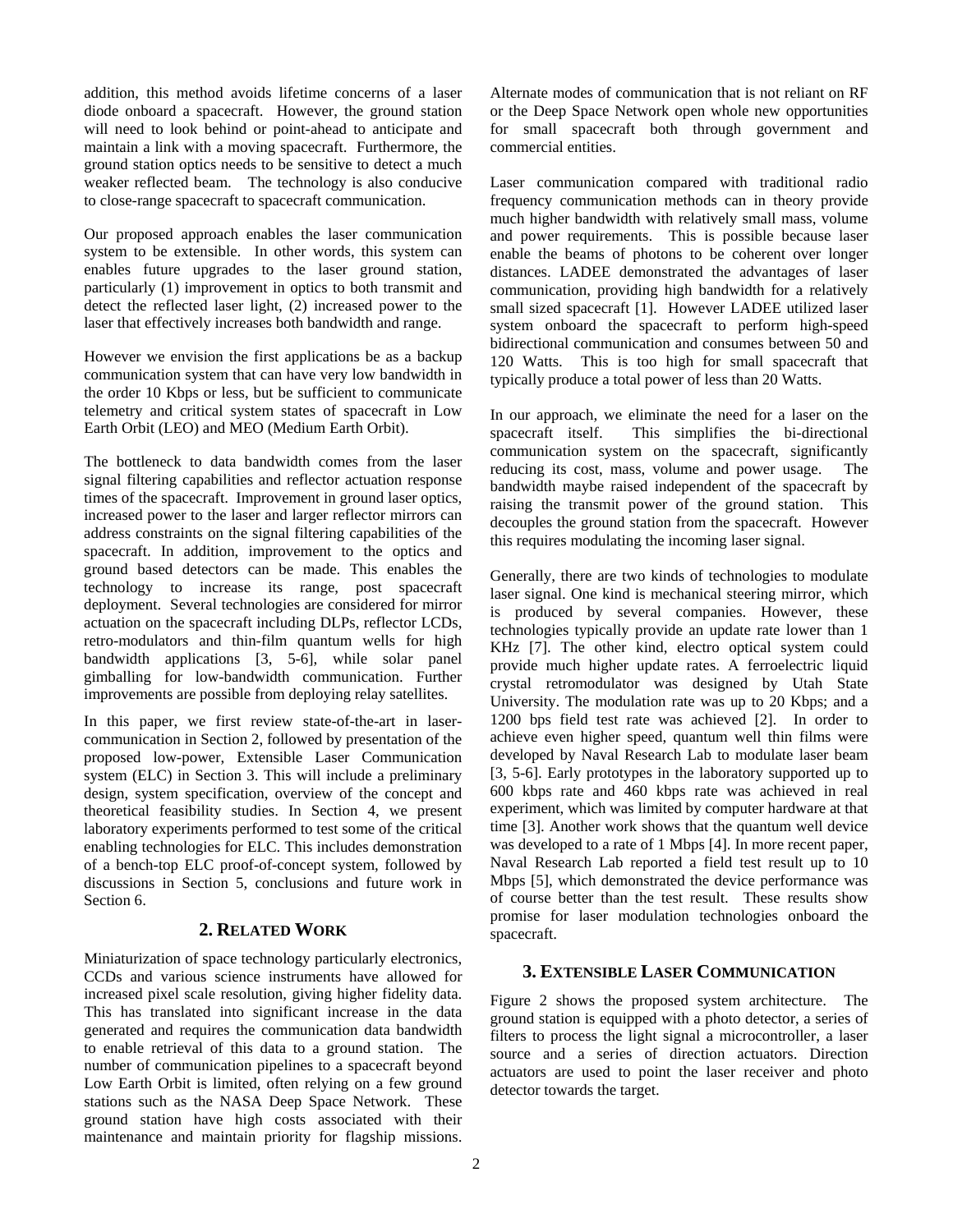addition, this method avoids lifetime concerns of a laser diode onboard a spacecraft. However, the ground station will need to look behind or point-ahead to anticipate and maintain a link with a moving spacecraft. Furthermore, the ground station optics needs to be sensitive to detect a much weaker reflected beam. The technology is also conducive to close-range spacecraft to spacecraft communication.

Our proposed approach enables the laser communication system to be extensible. In other words, this system can enables future upgrades to the laser ground station, particularly (1) improvement in optics to both transmit and detect the reflected laser light, (2) increased power to the laser that effectively increases both bandwidth and range.

However we envision the first applications be as a backup communication system that can have very low bandwidth in the order 10 Kbps or less, but be sufficient to communicate telemetry and critical system states of spacecraft in Low Earth Orbit (LEO) and MEO (Medium Earth Orbit).

The bottleneck to data bandwidth comes from the laser signal filtering capabilities and reflector actuation response times of the spacecraft. Improvement in ground laser optics, increased power to the laser and larger reflector mirrors can address constraints on the signal filtering capabilities of the spacecraft. In addition, improvement to the optics and ground based detectors can be made. This enables the technology to increase its range, post spacecraft deployment. Several technologies are considered for mirror actuation on the spacecraft including DLPs, reflector LCDs, retro-modulators and thin-film quantum wells for high bandwidth applications [3, 5-6], while solar panel gimballing for low-bandwidth communication. Further improvements are possible from deploying relay satellites.

In this paper, we first review state-of-the-art in laser-communication in Section 2, followed by presentation of the proposed low-power, Extensible Laser Communication system (ELC) in Section 3. This will include a preliminary design, system specification, overview of the concept and theoretical feasibility studies. In Section 4, we present laboratory experiments performed to test some of the critical enabling technologies for ELC. This includes demonstration of a bench-top ELC proof-of-concept system, followed by discussions in Section 5, conclusions and future work in Section 6.

## 2. Related Work

Miniaturization of space technology particularly electronics, CCDs and various science instruments have allowed for increased pixel scale resolution, giving higher fidelity data. This has translated into significant increase in the data generated and requires the communication data bandwidth to enable retrieval of this data to a ground station. The number of communication pipelines to a spacecraft beyond Low Earth Orbit is limited, often relying on a few ground stations such as the NASA Deep Space Network. These ground station have high costs associated with their maintenance and maintain priority for flagship missions. Alternate modes of communication that is not reliant on RF or the Deep Space Network open whole new opportunities for small spacecraft both through government and commercial entities.

Laser communication compared with traditional radio frequency communication methods can in theory provide much higher bandwidth with relatively small mass, volume and power requirements. This is possible because laser enable the beams of photons to be coherent over longer distances. LADEE demonstrated the advantages of laser communication, providing high bandwidth for a relatively small sized spacecraft [1]. However LADEE utilized laser system onboard the spacecraft to perform high-speed bidirectional communication and consumes between 50 and 120 Watts. This is too high for small spacecraft that typically produce a total power of less than 20 Watts.

In our approach, we eliminate the need for a laser on the spacecraft itself. This simplifies the bi-directional communication system on the spacecraft, significantly reducing its cost, mass, volume and power usage. The bandwidth maybe raised independent of the spacecraft by raising the transmit power of the ground station. This decouples the ground station from the spacecraft. However this requires modulating the incoming laser signal.

Generally, there are two kinds of technologies to modulate laser signal. One kind is mechanical steering mirror, which is produced by several companies. However, these technologies typically provide an update rate lower than 1 KHz [7]. The other kind, electro optical system could provide much higher update rates. A ferroelectric liquid crystal retromodulator was designed by Utah State University. The modulation rate was up to 20 Kbps; and a 1200 bps field test rate was achieved [2]. In order to achieve even higher speed, quantum well thin films were developed by Naval Research Lab to modulate laser beam [3, 5-6]. Early prototypes in the laboratory supported up to 600 kbps rate and 460 kbps rate was achieved in real experiment, which was limited by computer hardware at that time [3]. Another work shows that the quantum well device was developed to a rate of 1 Mbps [4]. In more recent paper, Naval Research Lab reported a field test result up to 10 Mbps [5], which demonstrated the device performance was of course better than the test result. These results show promise for laser modulation technologies onboard the spacecraft.

## 3. Extensible Laser Communication

Figure 2 shows the proposed system architecture. The ground station is equipped with a photo detector, a series of filters to process the light signal a microcontroller, a laser source and a series of direction actuators. Direction actuators are used to point the laser receiver and photo detector towards the target.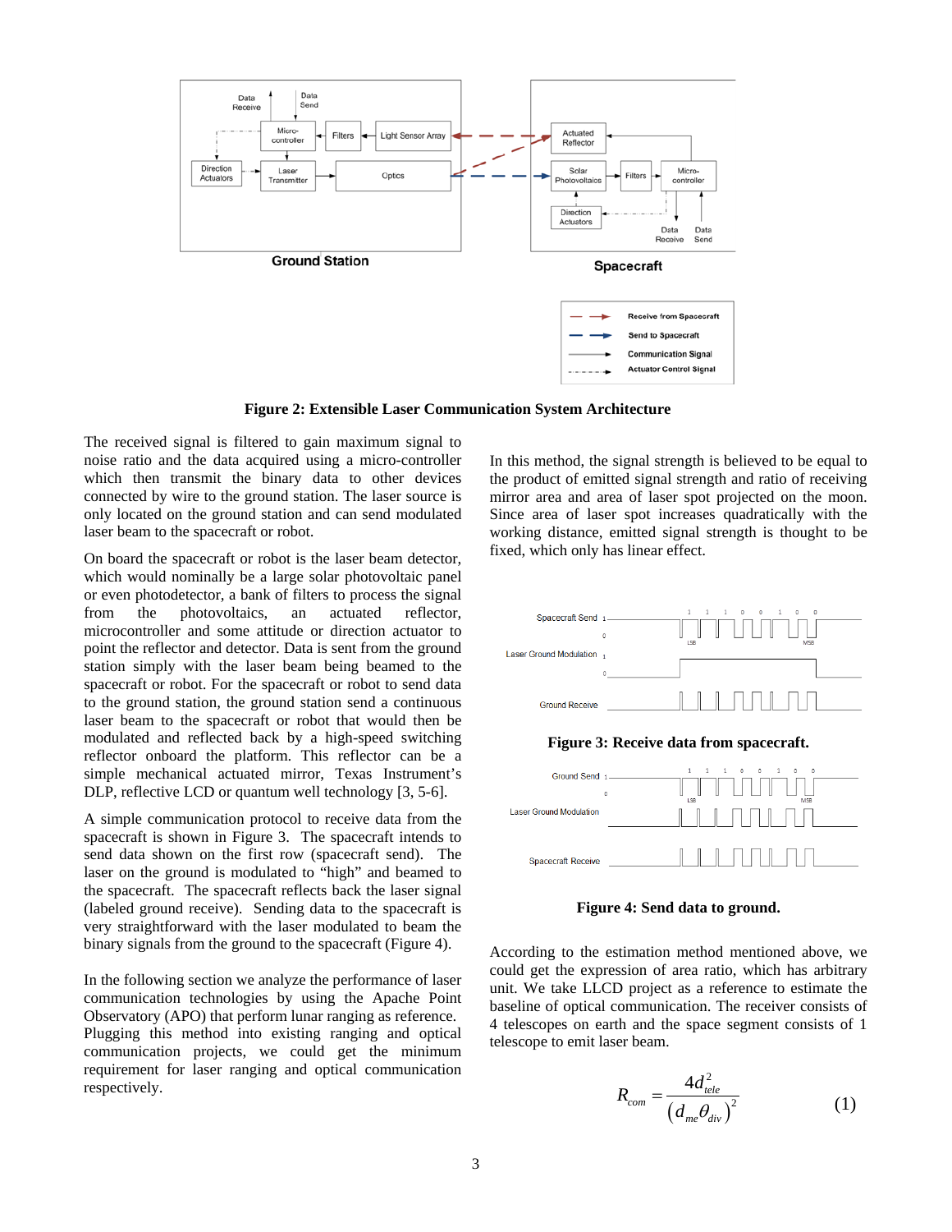Data Receive
Data Send
Micro-controller
Filters
Light Sensor Array
Direction Actuators
Laser Transmitter
Optics
Ground Station
Actuated Reflector
Solar Photovoltaics
Filters
Micro-controller
Direction Actuators
Data Receive
Data Send
Spacecraft
Receive from Spacecraft
Send to Spacecraft
Communication Signal
Actuator Control Signal

**Figure 2: Extensible Laser Communication System Architecture**

The received signal is filtered to gain maximum signal to noise ratio and the data acquired using a micro-controller which then transmit the binary data to other devices connected by wire to the ground station. The laser source is only located on the ground station and can send modulated laser beam to the spacecraft or robot.

On board the spacecraft or robot is the laser beam detector, which would nominally be a large solar photovoltaic panel or even photodetector, a bank of filters to process the signal from the photovoltaics, an actuated reflector, microcontroller and some attitude or direction actuator to point the reflector and detector. Data is sent from the ground station simply with the laser beam being beamed to the spacecraft or robot. For the spacecraft or robot to send data to the ground station, the ground station send a continuous laser beam to the spacecraft or robot that would then be modulated and reflected back by a high-speed switching reflector onboard the platform. This reflector can be a simple mechanical actuated mirror, Texas Instrument's DLP, reflective LCD or quantum well technology [3, 5-6].

A simple communication protocol to receive data from the spacecraft is shown in Figure 3. The spacecraft intends to send data shown on the first row (spacecraft send). The laser on the ground is modulated to "high" and beamed to the spacecraft. The spacecraft reflects back the laser signal (labeled ground receive). Sending data to the spacecraft is very straightforward with the laser modulated to beam the binary signals from the ground to the spacecraft (Figure 4).

In the following section we analyze the performance of laser communication technologies by using the Apache Point Observatory (APO) that perform lunar ranging as reference. Plugging this method into existing ranging and optical communication projects, we could get the minimum requirement for laser ranging and optical communication respectively.

In this method, the signal strength is believed to be equal to the product of emitted signal strength and ratio of receiving mirror area and area of laser spot projected on the moon. Since area of laser spot increases quadratically with the working distance, emitted signal strength is thought to be fixed, which only has linear effect.

Spacecraft Send 1 0
1 1 1 0 0 1 0 0
LSB MSB
Laser Ground Modulation 1 0
Ground Receive

**Figure 3: Receive data from spacecraft.**

Ground Send 1 0
1 1 1 0 0 1 0 0
LSB MSB
Laser Ground Modulation
Spacecraft Receive

**Figure 4: Send data to ground.**

According to the estimation method mentioned above, we could get the expression of area ratio, which has arbitrary unit. We take LLCD project as a reference to estimate the baseline of optical communication. The receiver consists of 4 telescopes on earth and the space segment consists of 1 telescope to emit laser beam.

$$R_{com} = \frac{4d_{tele}^2}{\left(d_{me}\theta_{div}\right)^2} \qquad (1)$$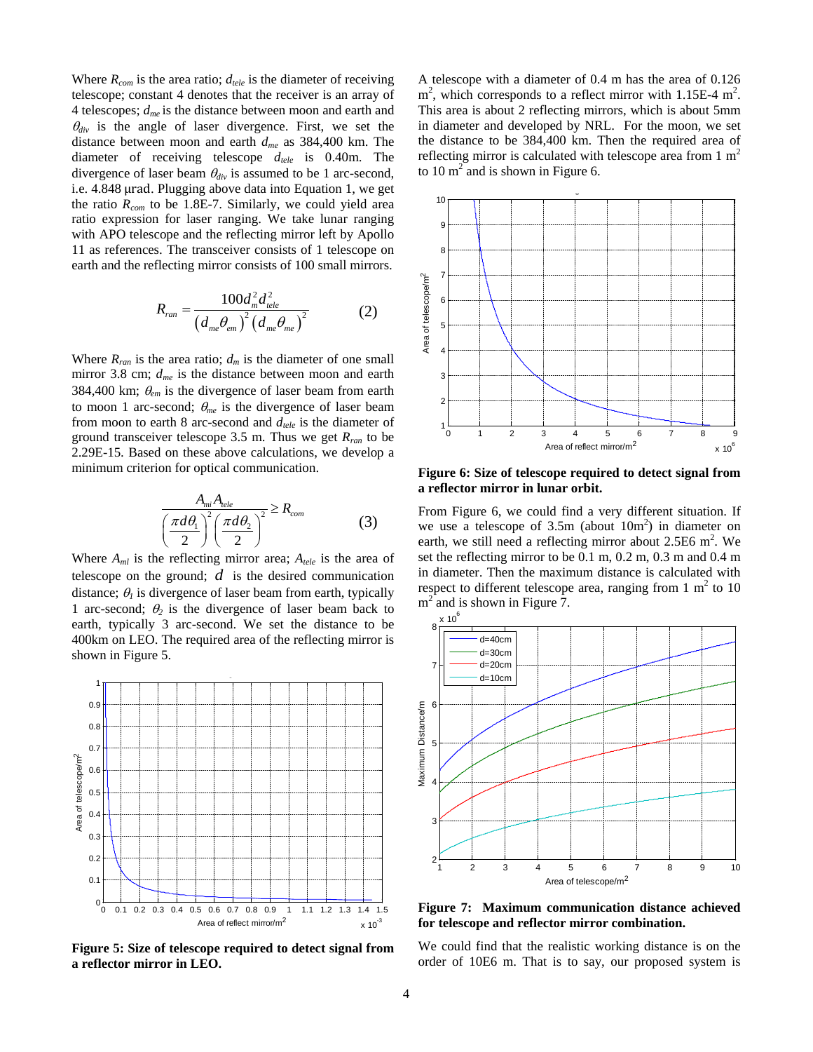Where $R_{com}$ is the area ratio; $d_{tele}$ is the diameter of receiving telescope; constant 4 denotes that the receiver is an array of 4 telescopes; $d_{me}$ is the distance between moon and earth and $\theta_{div}$ is the angle of laser divergence. First, we set the distance between moon and earth $d_{me}$ as 384,400 km. The diameter of receiving telescope $d_{tele}$ is 0.40m. The divergence of laser beam $\theta_{div}$ is assumed to be 1 arc-second, i.e. 4.848 μrad. Plugging above data into Equation 1, we get the ratio $R_{com}$ to be 1.8E-7. Similarly, we could yield area ratio expression for laser ranging. We take lunar ranging with APO telescope and the reflecting mirror left by Apollo 11 as references. The transceiver consists of 1 telescope on earth and the reflecting mirror consists of 100 small mirrors.

$$R_{ran} = \frac{100 d_m^2 d_{tele}^2}{\left(d_{me}\theta_{em}\right)^2 \left(d_{me}\theta_{me}\right)^2} \qquad (2)$$

Where $R_{ran}$ is the area ratio; $d_m$ is the diameter of one small mirror 3.8 cm; $d_{me}$ is the distance between moon and earth 384,400 km; $\theta_{em}$ is the divergence of laser beam from earth to moon 1 arc-second; $\theta_{me}$ is the divergence of laser beam from moon to earth 8 arc-second and $d_{tele}$ is the diameter of ground transceiver telescope 3.5 m. Thus we get $R_{ran}$ to be 2.29E-15. Based on these above calculations, we develop a minimum criterion for optical communication.

$$\frac{A_{ml} A_{tele}}{\left(\frac{\pi d\theta_1}{2}\right)^2 \left(\frac{\pi d\theta_2}{2}\right)^2} \geq R_{com} \qquad (3)$$

Where $A_{ml}$ is the reflecting mirror area; $A_{tele}$ is the area of telescope on the ground; $d$ is the desired communication distance; $\theta_1$ is divergence of laser beam from earth, typically 1 arc-second; $\theta_2$ is the divergence of laser beam back to earth, typically 3 arc-second. We set the distance to be 400km on LEO. The required area of the reflecting mirror is shown in Figure 5.

**Figure 5: Size of telescope required to detect signal from a reflector mirror in LEO.**

A telescope with a diameter of 0.4 m has the area of 0.126 m$^2$, which corresponds to a reflect mirror with 1.15E-4 m$^2$. This area is about 2 reflecting mirrors, which is about 5mm in diameter and developed by NRL. For the moon, we set the distance to be 384,400 km. Then the required area of reflecting mirror is calculated with telescope area from 1 m$^2$ to 10 m$^2$ and is shown in Figure 6.

**Figure 6: Size of telescope required to detect signal from a reflector mirror in lunar orbit.**

From Figure 6, we could find a very different situation. If we use a telescope of 3.5m (about 10m$^2$) in diameter on earth, we still need a reflecting mirror about 2.5E6 m$^2$. We set the reflecting mirror to be 0.1 m, 0.2 m, 0.3 m and 0.4 m in diameter. Then the maximum distance is calculated with respect to different telescope area, ranging from 1 m$^2$ to 10 m$^2$ and is shown in Figure 7.

**Figure 7: Maximum communication distance achieved for telescope and reflector mirror combination.**

We could find that the realistic working distance is on the order of 10E6 m. That is to say, our proposed system is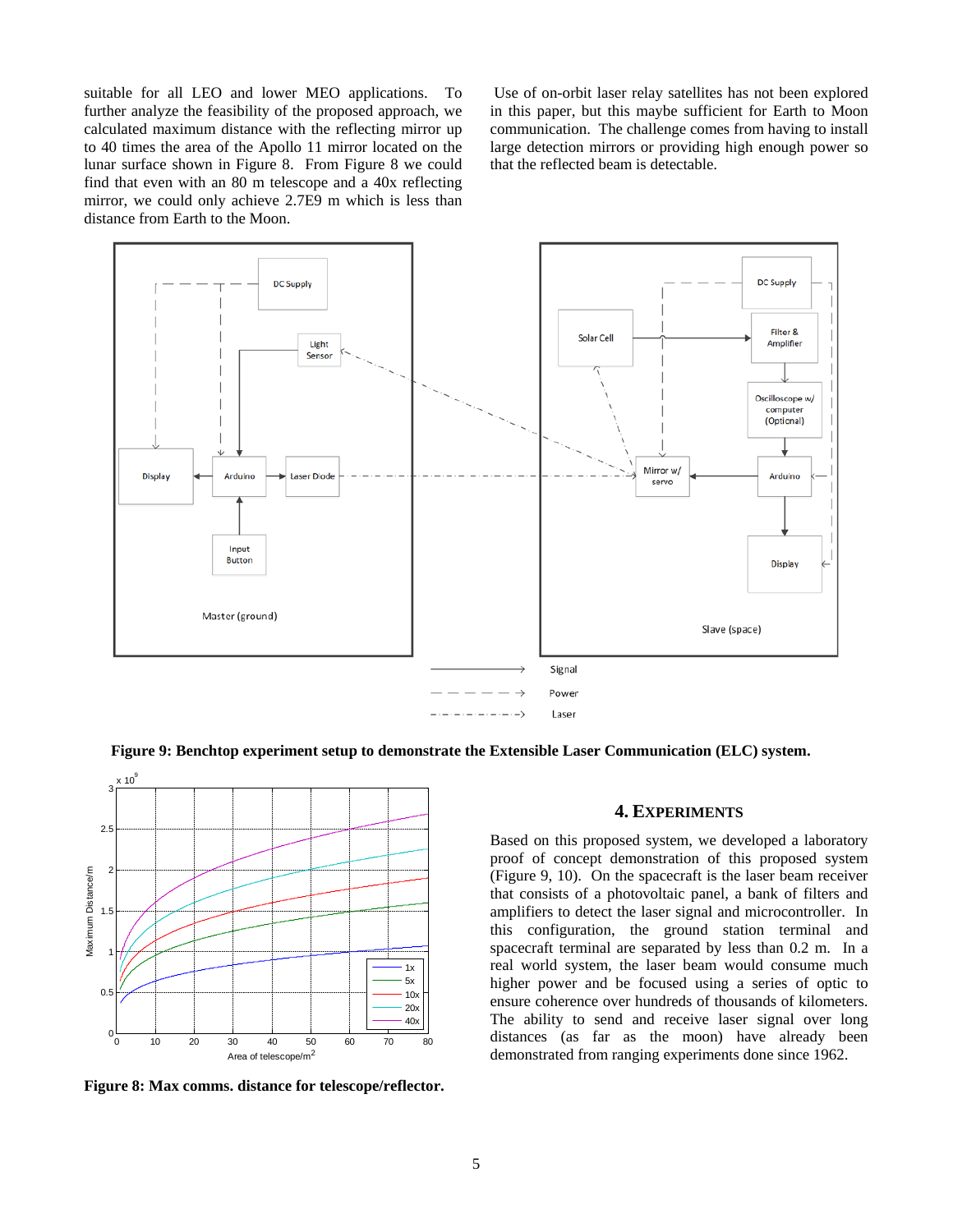suitable for all LEO and lower MEO applications. To further analyze the feasibility of the proposed approach, we calculated maximum distance with the reflecting mirror up to 40 times the area of the Apollo 11 mirror located on the lunar surface shown in Figure 8. From Figure 8 we could find that even with an 80 m telescope and a 40x reflecting mirror, we could only achieve 2.7E9 m which is less than distance from Earth to the Moon.

Use of on-orbit laser relay satellites has not been explored in this paper, but this maybe sufficient for Earth to Moon communication. The challenge comes from having to install large detection mirrors or providing high enough power so that the reflected beam is detectable.

**Figure 9: Benchtop experiment setup to demonstrate the Extensible Laser Communication (ELC) system.**

**Figure 8: Max comms. distance for telescope/reflector.**

## 4. EXPERIMENTS

Based on this proposed system, we developed a laboratory proof of concept demonstration of this proposed system (Figure 9, 10). On the spacecraft is the laser beam receiver that consists of a photovoltaic panel, a bank of filters and amplifiers to detect the laser signal and microcontroller. In this configuration, the ground station terminal and spacecraft terminal are separated by less than 0.2 m. In a real world system, the laser beam would consume much higher power and be focused using a series of optic to ensure coherence over hundreds of thousands of kilometers. The ability to send and receive laser signal over long distances (as far as the moon) have already been demonstrated from ranging experiments done since 1962.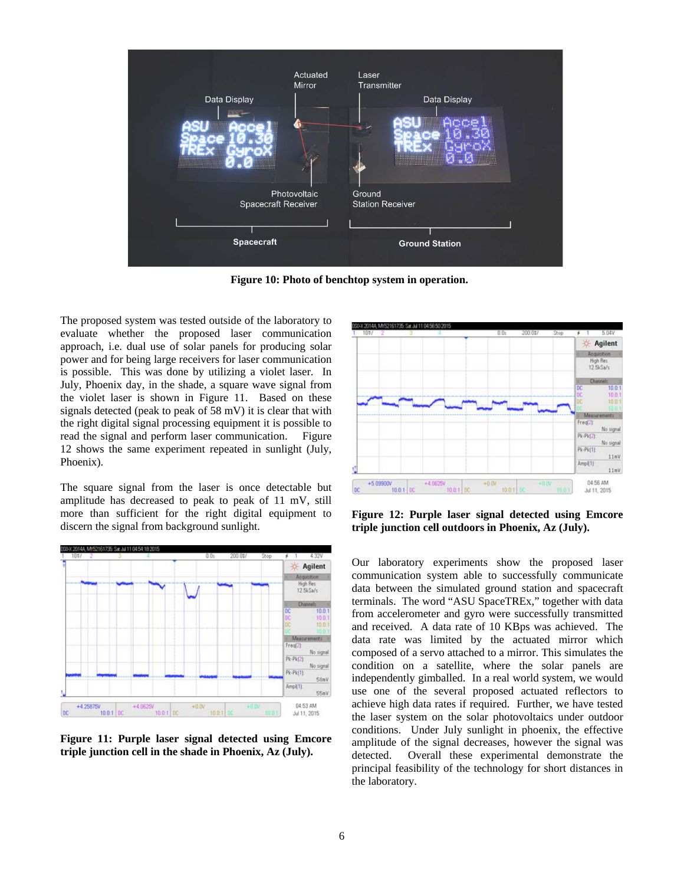Figure 10: Photo of benchtop system in operation.

The proposed system was tested outside of the laboratory to evaluate whether the proposed laser communication approach, i.e. dual use of solar panels for producing solar power and for being large receivers for laser communication is possible. This was done by utilizing a violet laser. In July, Phoenix day, in the shade, a square wave signal from the violet laser is shown in Figure 11. Based on these signals detected (peak to peak of 58 mV) it is clear that with the right digital signal processing equipment it is possible to read the signal and perform laser communication. Figure 12 shows the same experiment repeated in sunlight (July, Phoenix).

The square signal from the laser is once detectable but amplitude has decreased to peak to peak of 11 mV, still more than sufficient for the right digital equipment to discern the signal from background sunlight.

**Figure 11: Purple laser signal detected using Emcore triple junction cell in the shade in Phoenix, Az (July).**

**Figure 12: Purple laser signal detected using Emcore triple junction cell outdoors in Phoenix, Az (July).**

Our laboratory experiments show the proposed laser communication system able to successfully communicate data between the simulated ground station and spacecraft terminals. The word "ASU SpaceTREx," together with data from accelerometer and gyro were successfully transmitted and received. A data rate of 10 KBps was achieved. The data rate was limited by the actuated mirror which composed of a servo attached to a mirror. This simulates the condition on a satellite, where the solar panels are independently gimballed. In a real world system, we would use one of the several proposed actuated reflectors to achieve high data rates if required. Further, we have tested the laser system on the solar photovoltaics under outdoor conditions. Under July sunlight in phoenix, the effective amplitude of the signal decreases, however the signal was detected. Overall these experimental demonstrate the principal feasibility of the technology for short distances in the laboratory.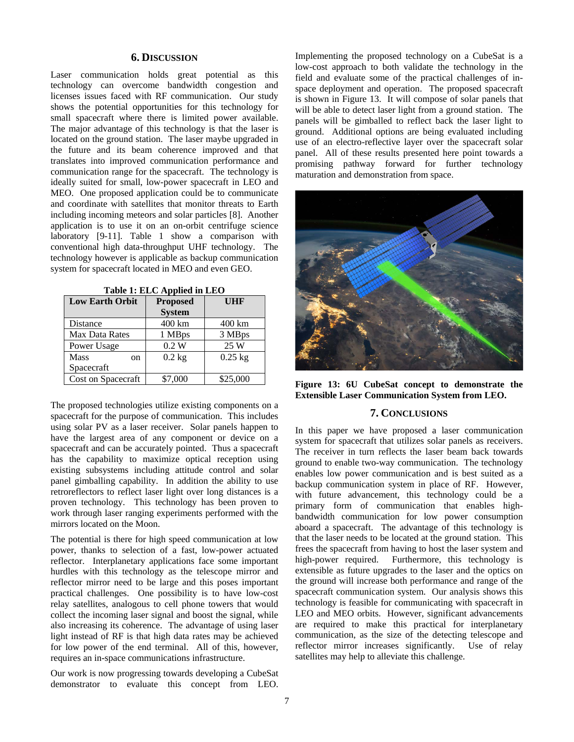## 6. DISCUSSION

Laser communication holds great potential as this technology can overcome bandwidth congestion and licenses issues faced with RF communication. Our study shows the potential opportunities for this technology for small spacecraft where there is limited power available. The major advantage of this technology is that the laser is located on the ground station. The laser maybe upgraded in the future and its beam coherence improved and that translates into improved communication performance and communication range for the spacecraft. The technology is ideally suited for small, low-power spacecraft in LEO and MEO. One proposed application could be to communicate and coordinate with satellites that monitor threats to Earth including incoming meteors and solar particles [8]. Another application is to use it on an on-orbit centrifuge science laboratory [9-11]. Table 1 show a comparison with conventional high data-throughput UHF technology. The technology however is applicable as backup communication system for spacecraft located in MEO and even GEO.

**Table 1: ELC Applied in LEO**

| Low Earth Orbit | Proposed System | UHF |
|---|---|---|
| Distance | 400 km | 400 km |
| Max Data Rates | 1 MBps | 3 MBps |
| Power Usage | 0.2 W | 25 W |
| Mass on Spacecraft | 0.2 kg | 0.25 kg |
| Cost on Spacecraft | $7,000 | $25,000 |

The proposed technologies utilize existing components on a spacecraft for the purpose of communication. This includes using solar PV as a laser receiver. Solar panels happen to have the largest area of any component or device on a spacecraft and can be accurately pointed. Thus a spacecraft has the capability to maximize optical reception using existing subsystems including attitude control and solar panel gimballing capability. In addition the ability to use retroreflectors to reflect laser light over long distances is a proven technology. This technology has been proven to work through laser ranging experiments performed with the mirrors located on the Moon.

The potential is there for high speed communication at low power, thanks to selection of a fast, low-power actuated reflector. Interplanetary applications face some important hurdles with this technology as the telescope mirror and reflector mirror need to be large and this poses important practical challenges. One possibility is to have low-cost relay satellites, analogous to cell phone towers that would collect the incoming laser signal and boost the signal, while also increasing its coherence. The advantage of using laser light instead of RF is that high data rates may be achieved for low power of the end terminal. All of this, however, requires an in-space communications infrastructure.

Our work is now progressing towards developing a CubeSat demonstrator to evaluate this concept from LEO. Implementing the proposed technology on a CubeSat is a low-cost approach to both validate the technology in the field and evaluate some of the practical challenges of in-space deployment and operation. The proposed spacecraft is shown in Figure 13. It will compose of solar panels that will be able to detect laser light from a ground station. The panels will be gimballed to reflect back the laser light to ground. Additional options are being evaluated including use of an electro-reflective layer over the spacecraft solar panel. All of these results presented here point towards a promising pathway forward for further technology maturation and demonstration from space.

**Figure 13: 6U CubeSat concept to demonstrate the Extensible Laser Communication System from LEO.**

## 7. CONCLUSIONS

In this paper we have proposed a laser communication system for spacecraft that utilizes solar panels as receivers. The receiver in turn reflects the laser beam back towards ground to enable two-way communication. The technology enables low power communication and is best suited as a backup communication system in place of RF. However, with future advancement, this technology could be a primary form of communication that enables high-bandwidth communication for low power consumption aboard a spacecraft. The advantage of this technology is that the laser needs to be located at the ground station. This frees the spacecraft from having to host the laser system and high-power required. Furthermore, this technology is extensible as future upgrades to the laser and the optics on the ground will increase both performance and range of the spacecraft communication system. Our analysis shows this technology is feasible for communicating with spacecraft in LEO and MEO orbits. However, significant advancements are required to make this practical for interplanetary communication, as the size of the detecting telescope and reflector mirror increases significantly. Use of relay satellites may help to alleviate this challenge.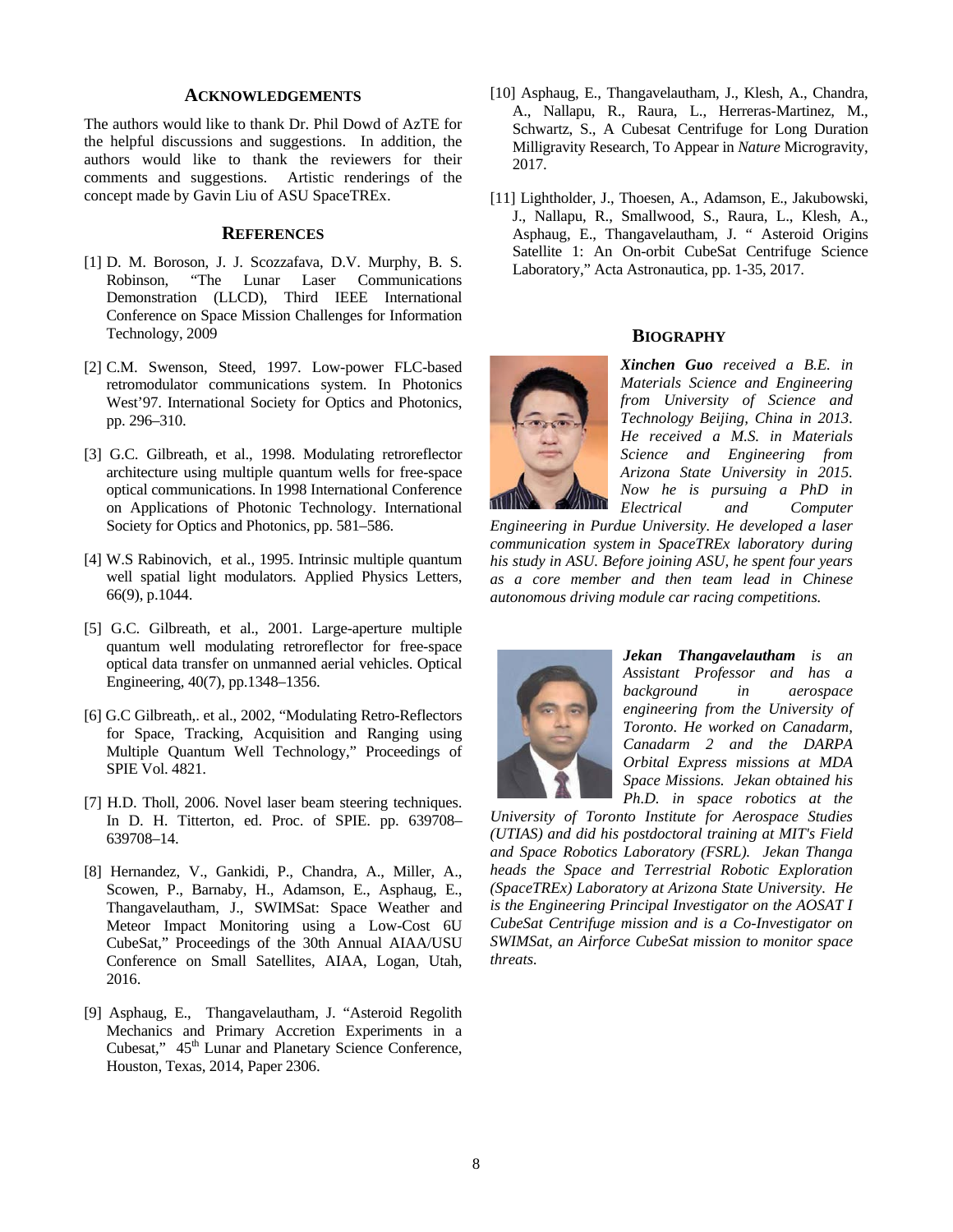## ACKNOWLEDGEMENTS

The authors would like to thank Dr. Phil Dowd of AzTE for the helpful discussions and suggestions. In addition, the authors would like to thank the reviewers for their comments and suggestions. Artistic renderings of the concept made by Gavin Liu of ASU SpaceTREx.

## REFERENCES

[1] D. M. Boroson, J. J. Scozzafava, D.V. Murphy, B. S. Robinson, "The Lunar Laser Communications Demonstration (LLCD), Third IEEE International Conference on Space Mission Challenges for Information Technology, 2009

[2] C.M. Swenson, Steed, 1997. Low-power FLC-based retromodulator communications system. In Photonics West'97. International Society for Optics and Photonics, pp. 296–310.

[3] G.C. Gilbreath, et al., 1998. Modulating retroreflector architecture using multiple quantum wells for free-space optical communications. In 1998 International Conference on Applications of Photonic Technology. International Society for Optics and Photonics, pp. 581–586.

[4] W.S Rabinovich, et al., 1995. Intrinsic multiple quantum well spatial light modulators. Applied Physics Letters, 66(9), p.1044.

[5] G.C. Gilbreath, et al., 2001. Large-aperture multiple quantum well modulating retroreflector for free-space optical data transfer on unmanned aerial vehicles. Optical Engineering, 40(7), pp.1348–1356.

[6] G.C Gilbreath,. et al., 2002, "Modulating Retro-Reflectors for Space, Tracking, Acquisition and Ranging using Multiple Quantum Well Technology," Proceedings of SPIE Vol. 4821.

[7] H.D. Tholl, 2006. Novel laser beam steering techniques. In D. H. Titterton, ed. Proc. of SPIE. pp. 639708–639708–14.

[8] Hernandez, V., Gankidi, P., Chandra, A., Miller, A., Scowen, P., Barnaby, H., Adamson, E., Asphaug, E., Thangavelautham, J., SWIMSat: Space Weather and Meteor Impact Monitoring using a Low-Cost 6U CubeSat," Proceedings of the 30th Annual AIAA/USU Conference on Small Satellites, AIAA, Logan, Utah, 2016.

[9] Asphaug, E., Thangavelautham, J. "Asteroid Regolith Mechanics and Primary Accretion Experiments in a Cubesat," 45th Lunar and Planetary Science Conference, Houston, Texas, 2014, Paper 2306.

[10] Asphaug, E., Thangavelautham, J., Klesh, A., Chandra, A., Nallapu, R., Raura, L., Herreras-Martinez, M., Schwartz, S., A Cubesat Centrifuge for Long Duration Milligravity Research, To Appear in *Nature* Microgravity, 2017.

[11] Lightholder, J., Thoesen, A., Adamson, E., Jakubowski, J., Nallapu, R., Smallwood, S., Raura, L., Klesh, A., Asphaug, E., Thangavelautham, J. " Asteroid Origins Satellite 1: An On-orbit CubeSat Centrifuge Science Laboratory," Acta Astronautica, pp. 1-35, 2017.

## BIOGRAPHY

***Xinchen Guo*** *received a B.E. in Materials Science and Engineering from University of Science and Technology Beijing, China in 2013. He received a M.S. in Materials Science and Engineering from Arizona State University in 2015. Now he is pursuing a PhD in Electrical and Computer Engineering in Purdue University. He developed a laser communication system in SpaceTREx laboratory during his study in ASU. Before joining ASU, he spent four years as a core member and then team lead in Chinese autonomous driving module car racing competitions.*

***Jekan Thangavelautham*** *is an Assistant Professor and has a background in aerospace engineering from the University of Toronto. He worked on Canadarm, Canadarm 2 and the DARPA Orbital Express missions at MDA Space Missions. Jekan obtained his Ph.D. in space robotics at the University of Toronto Institute for Aerospace Studies (UTIAS) and did his postdoctoral training at MIT's Field and Space Robotics Laboratory (FSRL). Jekan Thanga heads the Space and Terrestrial Robotic Exploration (SpaceTREx) Laboratory at Arizona State University. He is the Engineering Principal Investigator on the AOSAT I CubeSat Centrifuge mission and is a Co-Investigator on SWIMSat, an Airforce CubeSat mission to monitor space threats.*